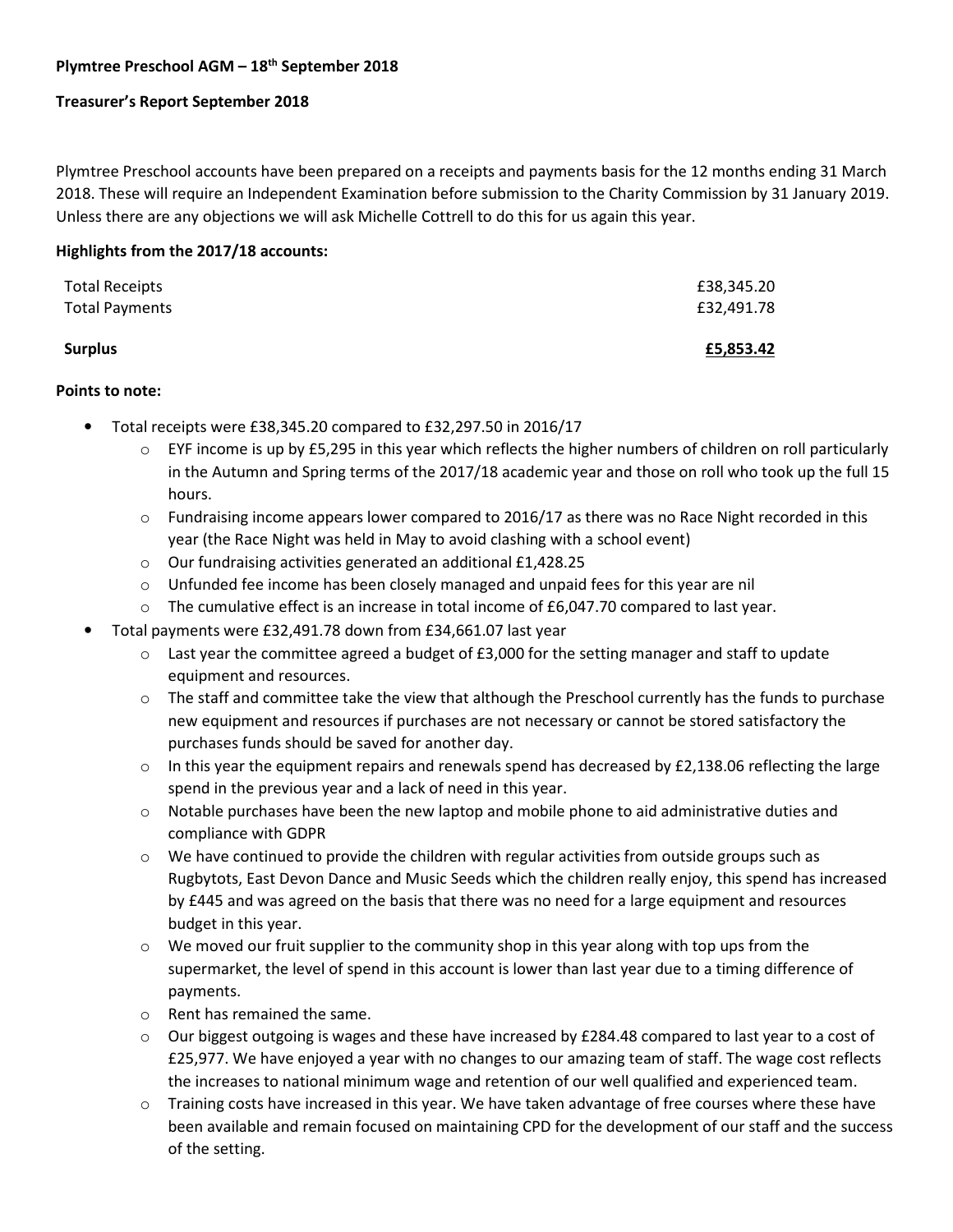**Plymtree Preschool AGM – 18th September 2018**

**Treasurer's Report September 2018**

Plymtree Preschool accounts have been prepared on a receipts and payments basis for the 12 months ending 31 March 2018. These will require an Independent Examination before submission to the Charity Commission by 31 January 2019. Unless there are any objections we will ask Michelle Cottrell to do this for us again this year.

**Highlights from the 2017/18 accounts:**

| | |
|---|---|
| Total Receipts | £38,345.20 |
| Total Payments | £32,491.78 |
| **Surplus** | **£5,853.42** |

**Points to note:**

- Total receipts were £38,345.20 compared to £32,297.50 in 2016/17
    - EYF income is up by £5,295 in this year which reflects the higher numbers of children on roll particularly in the Autumn and Spring terms of the 2017/18 academic year and those on roll who took up the full 15 hours.
    - Fundraising income appears lower compared to 2016/17 as there was no Race Night recorded in this year (the Race Night was held in May to avoid clashing with a school event)
    - Our fundraising activities generated an additional £1,428.25
    - Unfunded fee income has been closely managed and unpaid fees for this year are nil
    - The cumulative effect is an increase in total income of £6,047.70 compared to last year.
- Total payments were £32,491.78 down from £34,661.07 last year
    - Last year the committee agreed a budget of £3,000 for the setting manager and staff to update equipment and resources.
    - The staff and committee take the view that although the Preschool currently has the funds to purchase new equipment and resources if purchases are not necessary or cannot be stored satisfactory the purchases funds should be saved for another day.
    - In this year the equipment repairs and renewals spend has decreased by £2,138.06 reflecting the large spend in the previous year and a lack of need in this year.
    - Notable purchases have been the new laptop and mobile phone to aid administrative duties and compliance with GDPR
    - We have continued to provide the children with regular activities from outside groups such as Rugbytots, East Devon Dance and Music Seeds which the children really enjoy, this spend has increased by £445 and was agreed on the basis that there was no need for a large equipment and resources budget in this year.
    - We moved our fruit supplier to the community shop in this year along with top ups from the supermarket, the level of spend in this account is lower than last year due to a timing difference of payments.
    - Rent has remained the same.
    - Our biggest outgoing is wages and these have increased by £284.48 compared to last year to a cost of £25,977. We have enjoyed a year with no changes to our amazing team of staff. The wage cost reflects the increases to national minimum wage and retention of our well qualified and experienced team.
    - Training costs have increased in this year. We have taken advantage of free courses where these have been available and remain focused on maintaining CPD for the development of our staff and the success of the setting.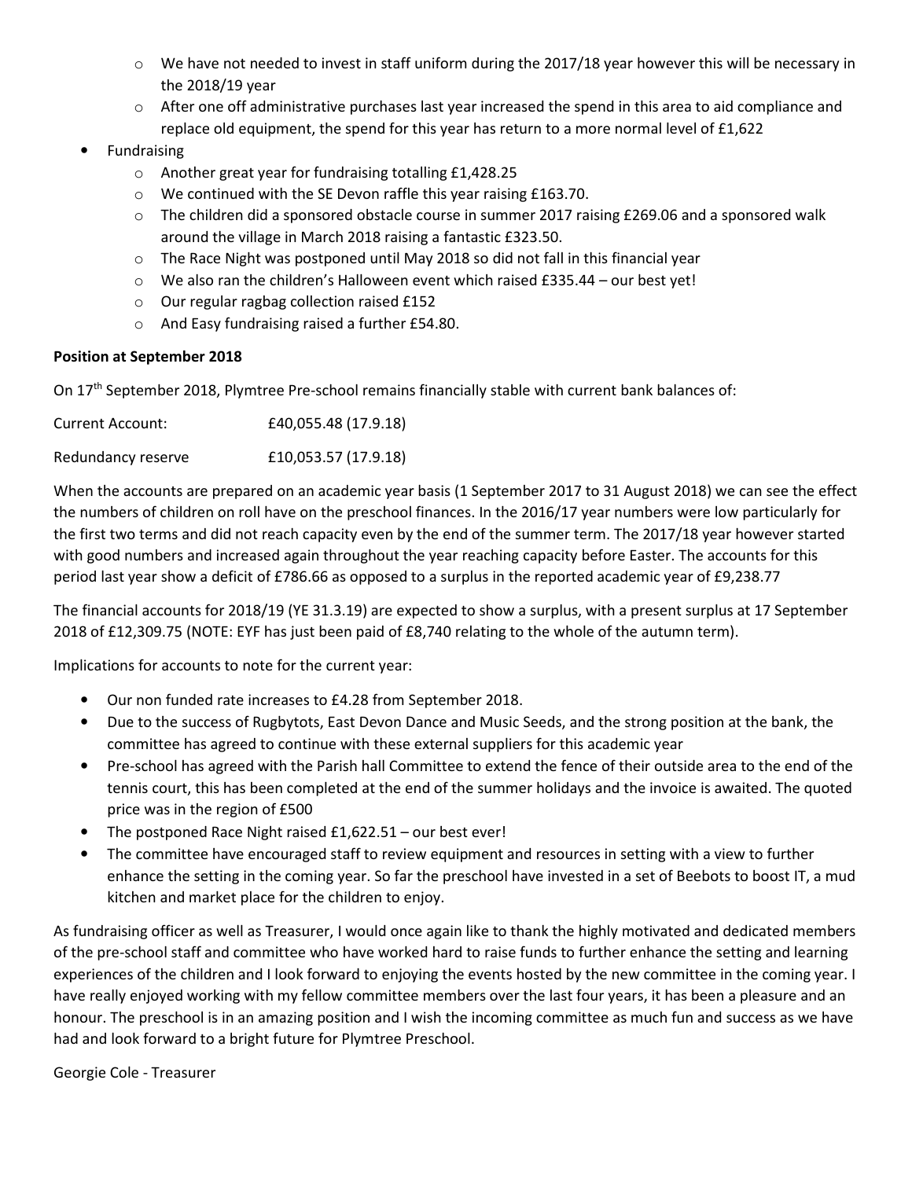- We have not needed to invest in staff uniform during the 2017/18 year however this will be necessary in the 2018/19 year
  - After one off administrative purchases last year increased the spend in this area to aid compliance and replace old equipment, the spend for this year has return to a more normal level of £1,622
- Fundraising
  - Another great year for fundraising totalling £1,428.25
  - We continued with the SE Devon raffle this year raising £163.70.
  - The children did a sponsored obstacle course in summer 2017 raising £269.06 and a sponsored walk around the village in March 2018 raising a fantastic £323.50.
  - The Race Night was postponed until May 2018 so did not fall in this financial year
  - We also ran the children's Halloween event which raised £335.44 – our best yet!
  - Our regular ragbag collection raised £152
  - And Easy fundraising raised a further £54.80.

**Position at September 2018**

On 17th September 2018, Plymtree Pre-school remains financially stable with current bank balances of:

| | |
|---|---|
| Current Account: | £40,055.48 (17.9.18) |
| Redundancy reserve | £10,053.57 (17.9.18) |

When the accounts are prepared on an academic year basis (1 September 2017 to 31 August 2018) we can see the effect the numbers of children on roll have on the preschool finances. In the 2016/17 year numbers were low particularly for the first two terms and did not reach capacity even by the end of the summer term. The 2017/18 year however started with good numbers and increased again throughout the year reaching capacity before Easter. The accounts for this period last year show a deficit of £786.66 as opposed to a surplus in the reported academic year of £9,238.77

The financial accounts for 2018/19 (YE 31.3.19) are expected to show a surplus, with a present surplus at 17 September 2018 of £12,309.75 (NOTE: EYF has just been paid of £8,740 relating to the whole of the autumn term).

Implications for accounts to note for the current year:

- Our non funded rate increases to £4.28 from September 2018.
- Due to the success of Rugbytots, East Devon Dance and Music Seeds, and the strong position at the bank, the committee has agreed to continue with these external suppliers for this academic year
- Pre-school has agreed with the Parish hall Committee to extend the fence of their outside area to the end of the tennis court, this has been completed at the end of the summer holidays and the invoice is awaited. The quoted price was in the region of £500
- The postponed Race Night raised £1,622.51 – our best ever!
- The committee have encouraged staff to review equipment and resources in setting with a view to further enhance the setting in the coming year. So far the preschool have invested in a set of Beebots to boost IT, a mud kitchen and market place for the children to enjoy.

As fundraising officer as well as Treasurer, I would once again like to thank the highly motivated and dedicated members of the pre-school staff and committee who have worked hard to raise funds to further enhance the setting and learning experiences of the children and I look forward to enjoying the events hosted by the new committee in the coming year. I have really enjoyed working with my fellow committee members over the last four years, it has been a pleasure and an honour. The preschool is in an amazing position and I wish the incoming committee as much fun and success as we have had and look forward to a bright future for Plymtree Preschool.

Georgie Cole - Treasurer